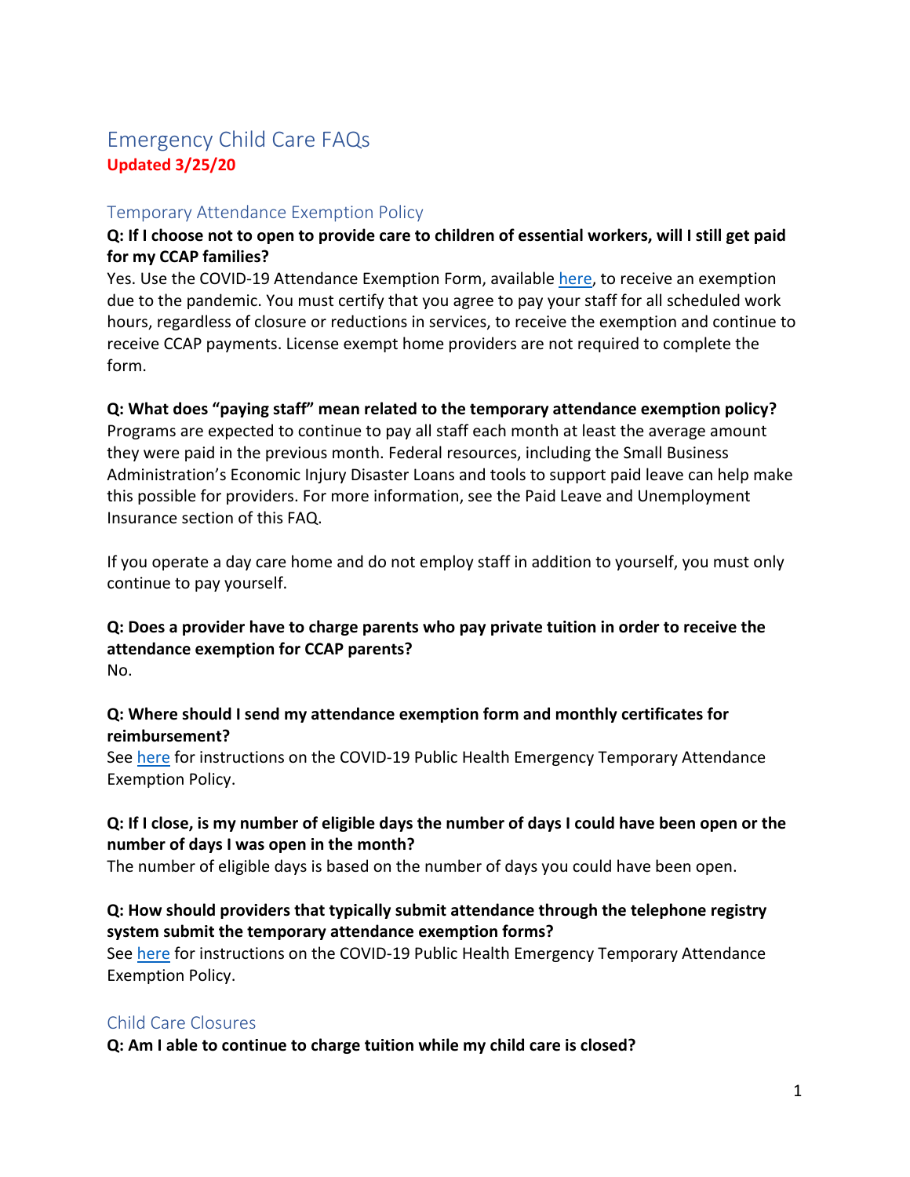# Emergency Child Care FAQs

**Updated 3/25/20**

## Temporary Attendance Exemption Policy

**Q: If I choose not to open to provide care to children of essential workers, will I still get paid for my CCAP families?**

Yes. Use the COVID-19 Attendance Exemption Form, available here, to receive an exemption due to the pandemic. You must certify that you agree to pay your staff for all scheduled work hours, regardless of closure or reductions in services, to receive the exemption and continue to receive CCAP payments. License exempt home providers are not required to complete the form.

**Q: What does "paying staff" mean related to the temporary attendance exemption policy?**

Programs are expected to continue to pay all staff each month at least the average amount they were paid in the previous month. Federal resources, including the Small Business Administration's Economic Injury Disaster Loans and tools to support paid leave can help make this possible for providers. For more information, see the Paid Leave and Unemployment Insurance section of this FAQ.

If you operate a day care home and do not employ staff in addition to yourself, you must only continue to pay yourself.

**Q: Does a provider have to charge parents who pay private tuition in order to receive the attendance exemption for CCAP parents?**

No.

**Q: Where should I send my attendance exemption form and monthly certificates for reimbursement?**

See here for instructions on the COVID-19 Public Health Emergency Temporary Attendance Exemption Policy.

**Q: If I close, is my number of eligible days the number of days I could have been open or the number of days I was open in the month?**

The number of eligible days is based on the number of days you could have been open.

**Q: How should providers that typically submit attendance through the telephone registry system submit the temporary attendance exemption forms?**

See here for instructions on the COVID-19 Public Health Emergency Temporary Attendance Exemption Policy.

## Child Care Closures

**Q: Am I able to continue to charge tuition while my child care is closed?**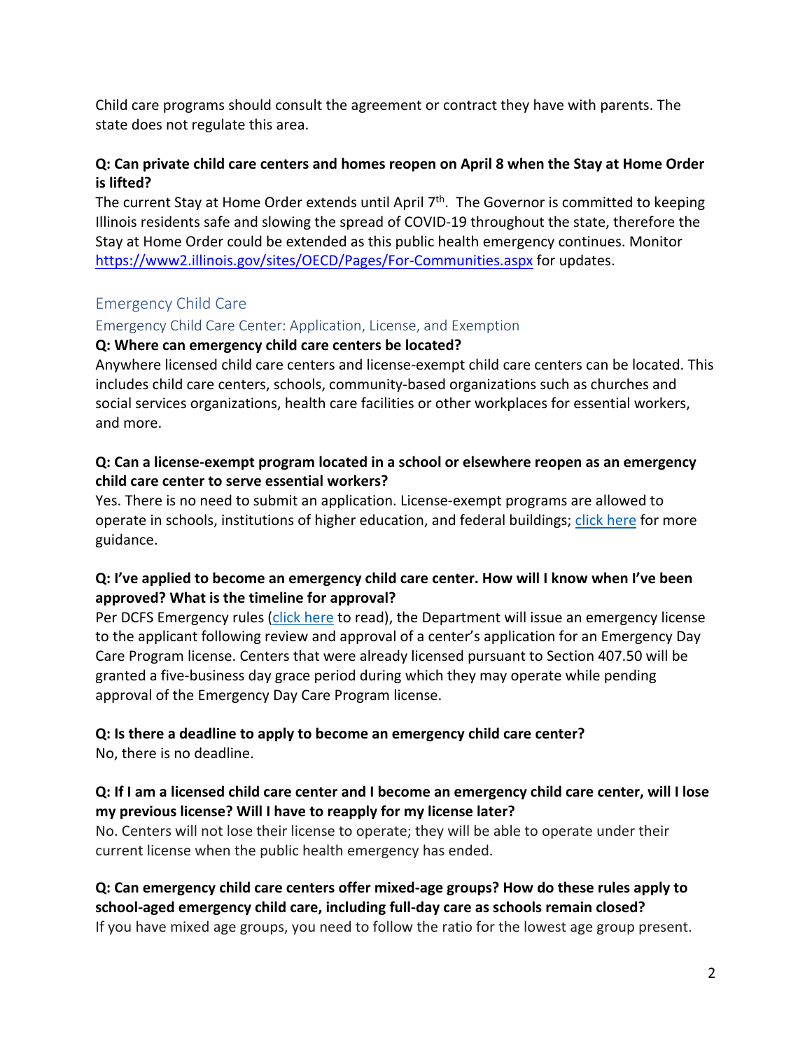Child care programs should consult the agreement or contract they have with parents. The state does not regulate this area.

**Q: Can private child care centers and homes reopen on April 8 when the Stay at Home Order is lifted?**

The current Stay at Home Order extends until April 7th. The Governor is committed to keeping Illinois residents safe and slowing the spread of COVID-19 throughout the state, therefore the Stay at Home Order could be extended as this public health emergency continues. Monitor [https://www2.illinois.gov/sites/OECD/Pages/For-Communities.aspx](https://www2.illinois.gov/sites/OECD/Pages/For-Communities.aspx) for updates.

## Emergency Child Care

### Emergency Child Care Center: Application, License, and Exemption

**Q: Where can emergency child care centers be located?**

Anywhere licensed child care centers and license-exempt child care centers can be located. This includes child care centers, schools, community-based organizations such as churches and social services organizations, health care facilities or other workplaces for essential workers, and more.

**Q: Can a license-exempt program located in a school or elsewhere reopen as an emergency child care center to serve essential workers?**

Yes. There is no need to submit an application. License-exempt programs are allowed to operate in schools, institutions of higher education, and federal buildings; click here for more guidance.

**Q: I've applied to become an emergency child care center. How will I know when I've been approved? What is the timeline for approval?**

Per DCFS Emergency rules (click here to read), the Department will issue an emergency license to the applicant following review and approval of a center's application for an Emergency Day Care Program license. Centers that were already licensed pursuant to Section 407.50 will be granted a five-business day grace period during which they may operate while pending approval of the Emergency Day Care Program license.

**Q: Is there a deadline to apply to become an emergency child care center?**

No, there is no deadline.

**Q: If I am a licensed child care center and I become an emergency child care center, will I lose my previous license? Will I have to reapply for my license later?**

No. Centers will not lose their license to operate; they will be able to operate under their current license when the public health emergency has ended.

**Q: Can emergency child care centers offer mixed-age groups? How do these rules apply to school-aged emergency child care, including full-day care as schools remain closed?**

If you have mixed age groups, you need to follow the ratio for the lowest age group present.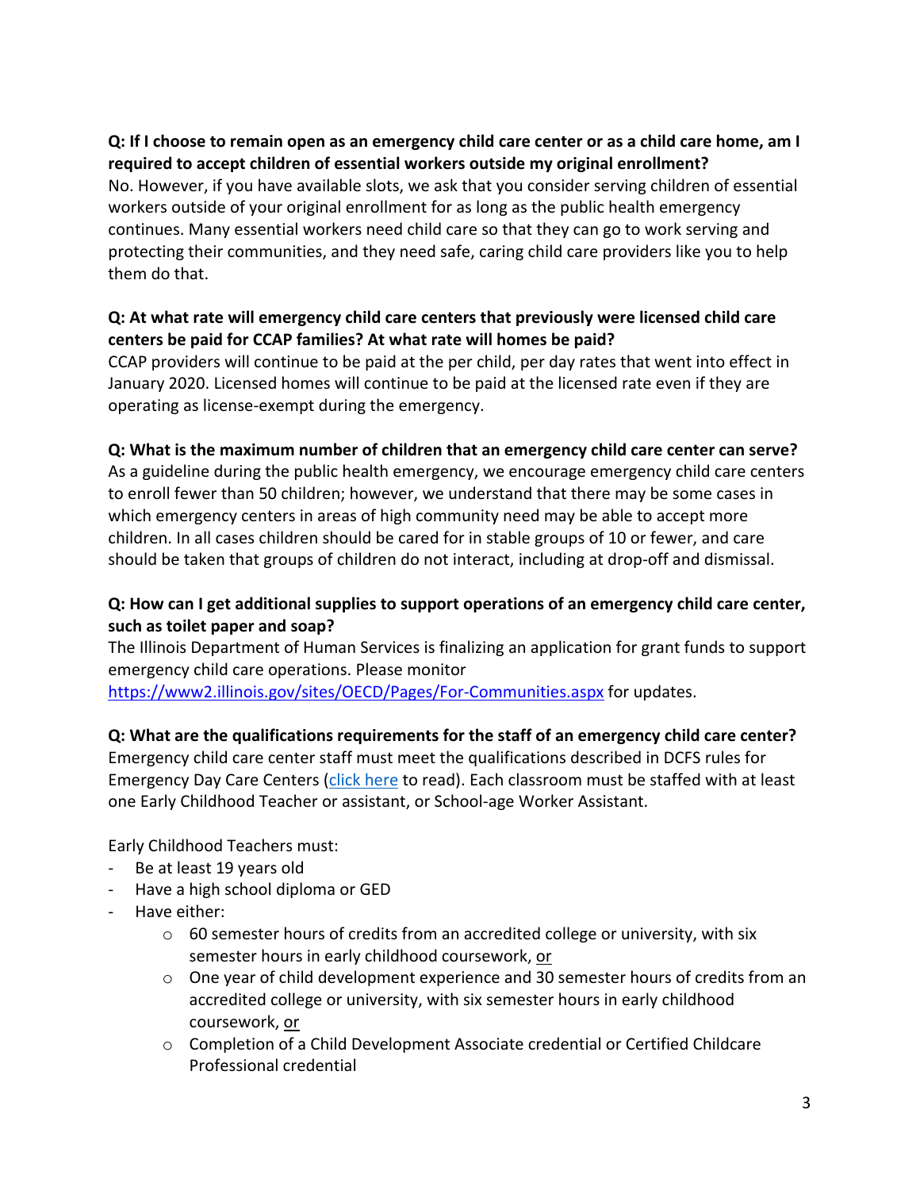**Q: If I choose to remain open as an emergency child care center or as a child care home, am I required to accept children of essential workers outside my original enrollment?**

No. However, if you have available slots, we ask that you consider serving children of essential workers outside of your original enrollment for as long as the public health emergency continues. Many essential workers need child care so that they can go to work serving and protecting their communities, and they need safe, caring child care providers like you to help them do that.

**Q: At what rate will emergency child care centers that previously were licensed child care centers be paid for CCAP families? At what rate will homes be paid?**

CCAP providers will continue to be paid at the per child, per day rates that went into effect in January 2020. Licensed homes will continue to be paid at the licensed rate even if they are operating as license-exempt during the emergency.

**Q: What is the maximum number of children that an emergency child care center can serve?**

As a guideline during the public health emergency, we encourage emergency child care centers to enroll fewer than 50 children; however, we understand that there may be some cases in which emergency centers in areas of high community need may be able to accept more children. In all cases children should be cared for in stable groups of 10 or fewer, and care should be taken that groups of children do not interact, including at drop-off and dismissal.

**Q: How can I get additional supplies to support operations of an emergency child care center, such as toilet paper and soap?**

The Illinois Department of Human Services is finalizing an application for grant funds to support emergency child care operations. Please monitor https://www2.illinois.gov/sites/OECD/Pages/For-Communities.aspx for updates.

**Q: What are the qualifications requirements for the staff of an emergency child care center?**

Emergency child care center staff must meet the qualifications described in DCFS rules for Emergency Day Care Centers (click here to read). Each classroom must be staffed with at least one Early Childhood Teacher or assistant, or School-age Worker Assistant.

Early Childhood Teachers must:

- Be at least 19 years old
- Have a high school diploma or GED
- Have either:
    - 60 semester hours of credits from an accredited college or university, with six semester hours in early childhood coursework, <u>or</u>
    - One year of child development experience and 30 semester hours of credits from an accredited college or university, with six semester hours in early childhood coursework, <u>or</u>
    - Completion of a Child Development Associate credential or Certified Childcare Professional credential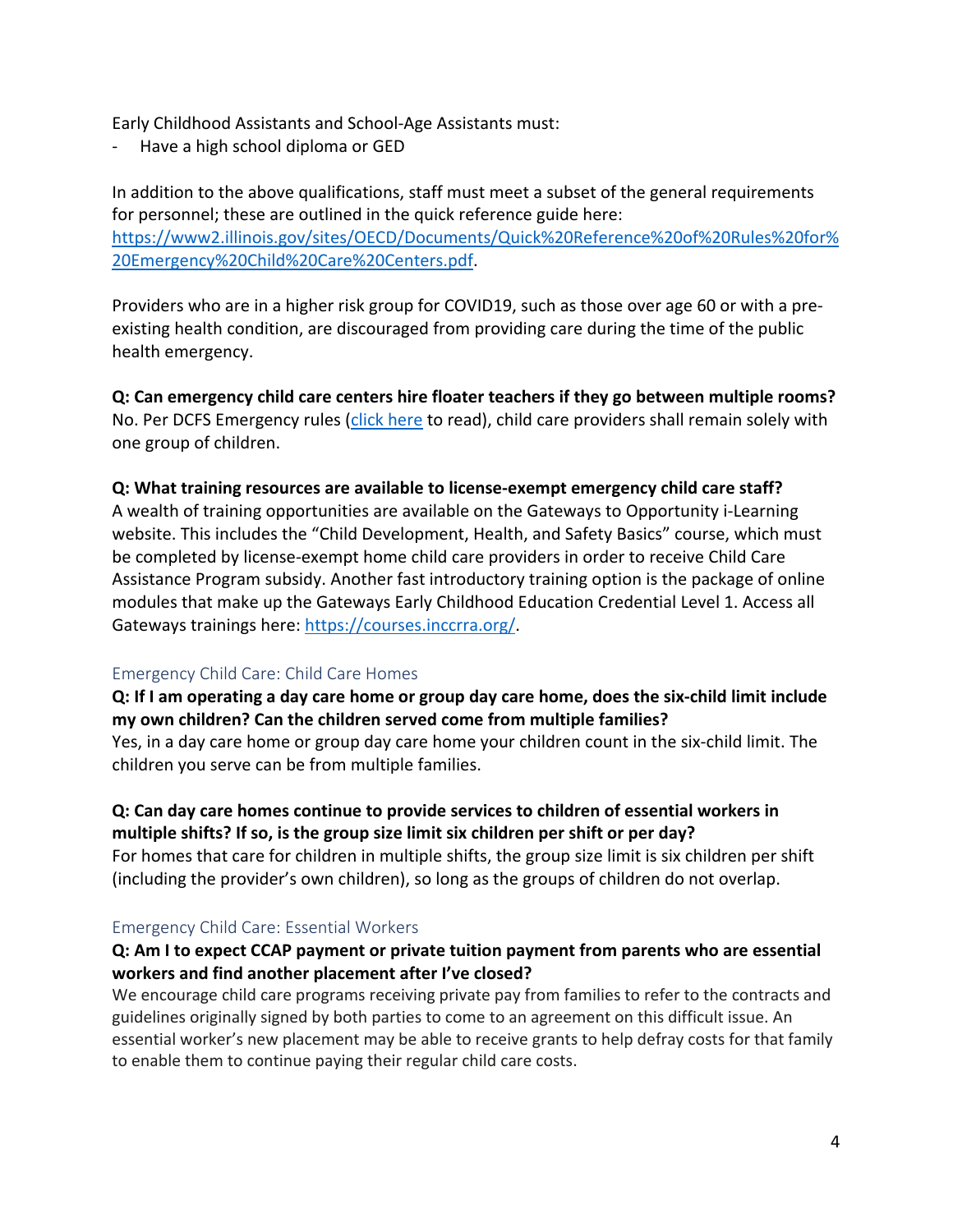Early Childhood Assistants and School-Age Assistants must:

- Have a high school diploma or GED

In addition to the above qualifications, staff must meet a subset of the general requirements for personnel; these are outlined in the quick reference guide here: [https://www2.illinois.gov/sites/OECD/Documents/Quick%20Reference%20of%20Rules%20for%20Emergency%20Child%20Care%20Centers.pdf](https://www2.illinois.gov/sites/OECD/Documents/Quick%20Reference%20of%20Rules%20for%20Emergency%20Child%20Care%20Centers.pdf).

Providers who are in a higher risk group for COVID19, such as those over age 60 or with a pre-existing health condition, are discouraged from providing care during the time of the public health emergency.

**Q: Can emergency child care centers hire floater teachers if they go between multiple rooms?**
No. Per DCFS Emergency rules (click here to read), child care providers shall remain solely with one group of children.

**Q: What training resources are available to license-exempt emergency child care staff?**
A wealth of training opportunities are available on the Gateways to Opportunity i-Learning website. This includes the "Child Development, Health, and Safety Basics" course, which must be completed by license-exempt home child care providers in order to receive Child Care Assistance Program subsidy. Another fast introductory training option is the package of online modules that make up the Gateways Early Childhood Education Credential Level 1. Access all Gateways trainings here: [https://courses.inccrra.org/](https://courses.inccrra.org/).

## Emergency Child Care: Child Care Homes

**Q: If I am operating a day care home or group day care home, does the six-child limit include my own children? Can the children served come from multiple families?**
Yes, in a day care home or group day care home your children count in the six-child limit. The children you serve can be from multiple families.

**Q: Can day care homes continue to provide services to children of essential workers in multiple shifts? If so, is the group size limit six children per shift or per day?**
For homes that care for children in multiple shifts, the group size limit is six children per shift (including the provider's own children), so long as the groups of children do not overlap.

## Emergency Child Care: Essential Workers

**Q: Am I to expect CCAP payment or private tuition payment from parents who are essential workers and find another placement after I've closed?**
We encourage child care programs receiving private pay from families to refer to the contracts and guidelines originally signed by both parties to come to an agreement on this difficult issue. An essential worker's new placement may be able to receive grants to help defray costs for that family to enable them to continue paying their regular child care costs.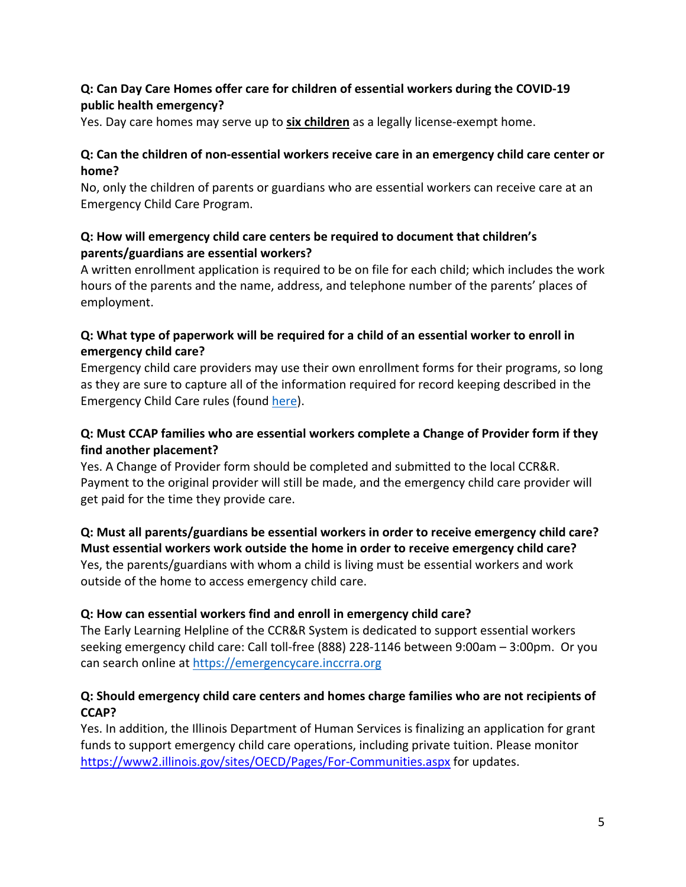**Q: Can Day Care Homes offer care for children of essential workers during the COVID-19 public health emergency?**

Yes. Day care homes may serve up to **six children** as a legally license-exempt home.

**Q: Can the children of non-essential workers receive care in an emergency child care center or home?**

No, only the children of parents or guardians who are essential workers can receive care at an Emergency Child Care Program.

**Q: How will emergency child care centers be required to document that children's parents/guardians are essential workers?**

A written enrollment application is required to be on file for each child; which includes the work hours of the parents and the name, address, and telephone number of the parents' places of employment.

**Q: What type of paperwork will be required for a child of an essential worker to enroll in emergency child care?**

Emergency child care providers may use their own enrollment forms for their programs, so long as they are sure to capture all of the information required for record keeping described in the Emergency Child Care rules (found here).

**Q: Must CCAP families who are essential workers complete a Change of Provider form if they find another placement?**

Yes. A Change of Provider form should be completed and submitted to the local CCR&R. Payment to the original provider will still be made, and the emergency child care provider will get paid for the time they provide care.

**Q: Must all parents/guardians be essential workers in order to receive emergency child care? Must essential workers work outside the home in order to receive emergency child care?**

Yes, the parents/guardians with whom a child is living must be essential workers and work outside of the home to access emergency child care.

**Q: How can essential workers find and enroll in emergency child care?**

The Early Learning Helpline of the CCR&R System is dedicated to support essential workers seeking emergency child care: Call toll-free (888) 228-1146 between 9:00am – 3:00pm. Or you can search online at https://emergencycare.inccrra.org

**Q: Should emergency child care centers and homes charge families who are not recipients of CCAP?**

Yes. In addition, the Illinois Department of Human Services is finalizing an application for grant funds to support emergency child care operations, including private tuition. Please monitor https://www2.illinois.gov/sites/OECD/Pages/For-Communities.aspx for updates.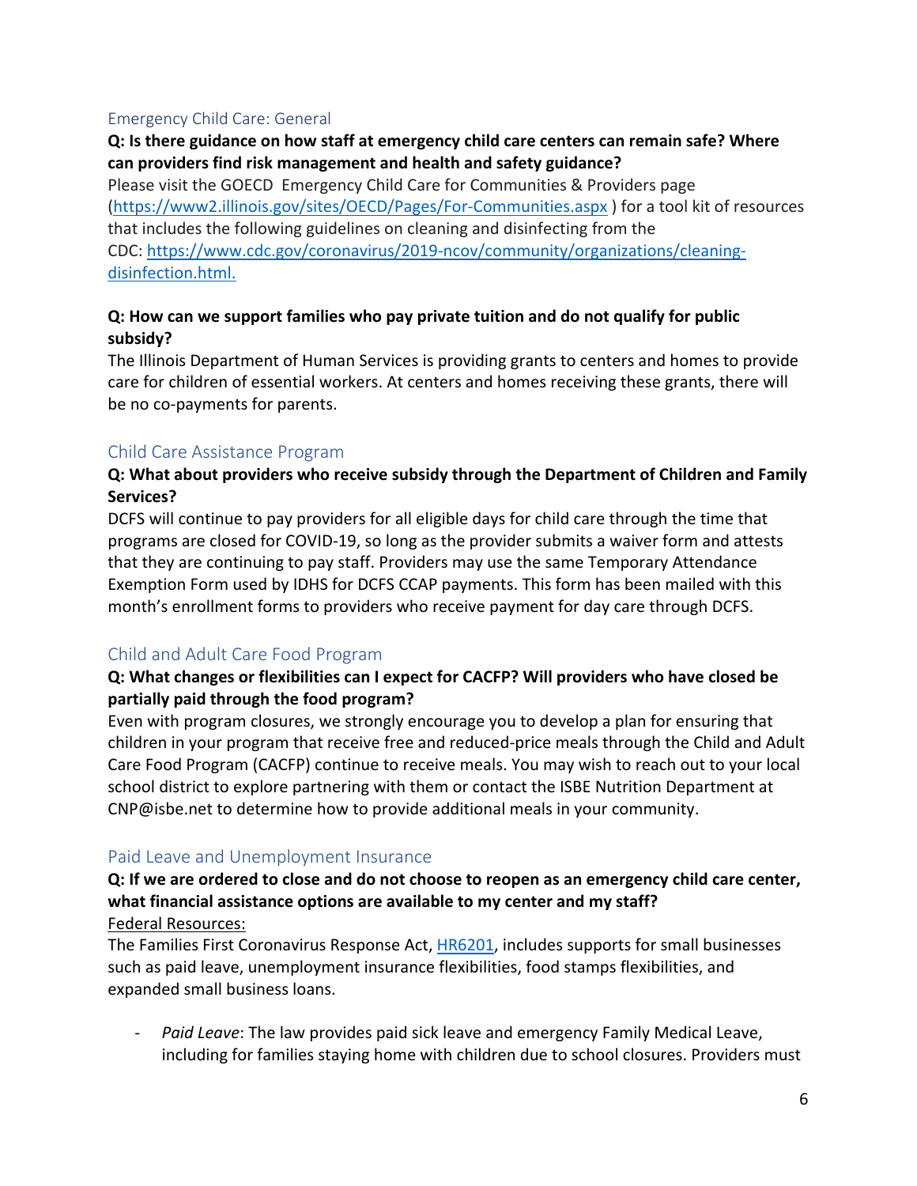## Emergency Child Care: General

**Q: Is there guidance on how staff at emergency child care centers can remain safe? Where can providers find risk management and health and safety guidance?**

Please visit the GOECD Emergency Child Care for Communities & Providers page ([https://www2.illinois.gov/sites/OECD/Pages/For-Communities.aspx](https://www2.illinois.gov/sites/OECD/Pages/For-Communities.aspx) ) for a tool kit of resources that includes the following guidelines on cleaning and disinfecting from the CDC: [https://www.cdc.gov/coronavirus/2019-ncov/community/organizations/cleaning-disinfection.html.](https://www.cdc.gov/coronavirus/2019-ncov/community/organizations/cleaning-disinfection.html)

**Q: How can we support families who pay private tuition and do not qualify for public subsidy?**

The Illinois Department of Human Services is providing grants to centers and homes to provide care for children of essential workers. At centers and homes receiving these grants, there will be no co-payments for parents.

## Child Care Assistance Program

**Q: What about providers who receive subsidy through the Department of Children and Family Services?**

DCFS will continue to pay providers for all eligible days for child care through the time that programs are closed for COVID-19, so long as the provider submits a waiver form and attests that they are continuing to pay staff. Providers may use the same Temporary Attendance Exemption Form used by IDHS for DCFS CCAP payments. This form has been mailed with this month's enrollment forms to providers who receive payment for day care through DCFS.

## Child and Adult Care Food Program

**Q: What changes or flexibilities can I expect for CACFP? Will providers who have closed be partially paid through the food program?**

Even with program closures, we strongly encourage you to develop a plan for ensuring that children in your program that receive free and reduced-price meals through the Child and Adult Care Food Program (CACFP) continue to receive meals. You may wish to reach out to your local school district to explore partnering with them or contact the ISBE Nutrition Department at CNP@isbe.net to determine how to provide additional meals in your community.

## Paid Leave and Unemployment Insurance

**Q: If we are ordered to close and do not choose to reopen as an emergency child care center, what financial assistance options are available to my center and my staff?**

<u>Federal Resources:</u>

The Families First Coronavirus Response Act, HR6201, includes supports for small businesses such as paid leave, unemployment insurance flexibilities, food stamps flexibilities, and expanded small business loans.

- *Paid Leave*: The law provides paid sick leave and emergency Family Medical Leave, including for families staying home with children due to school closures. Providers must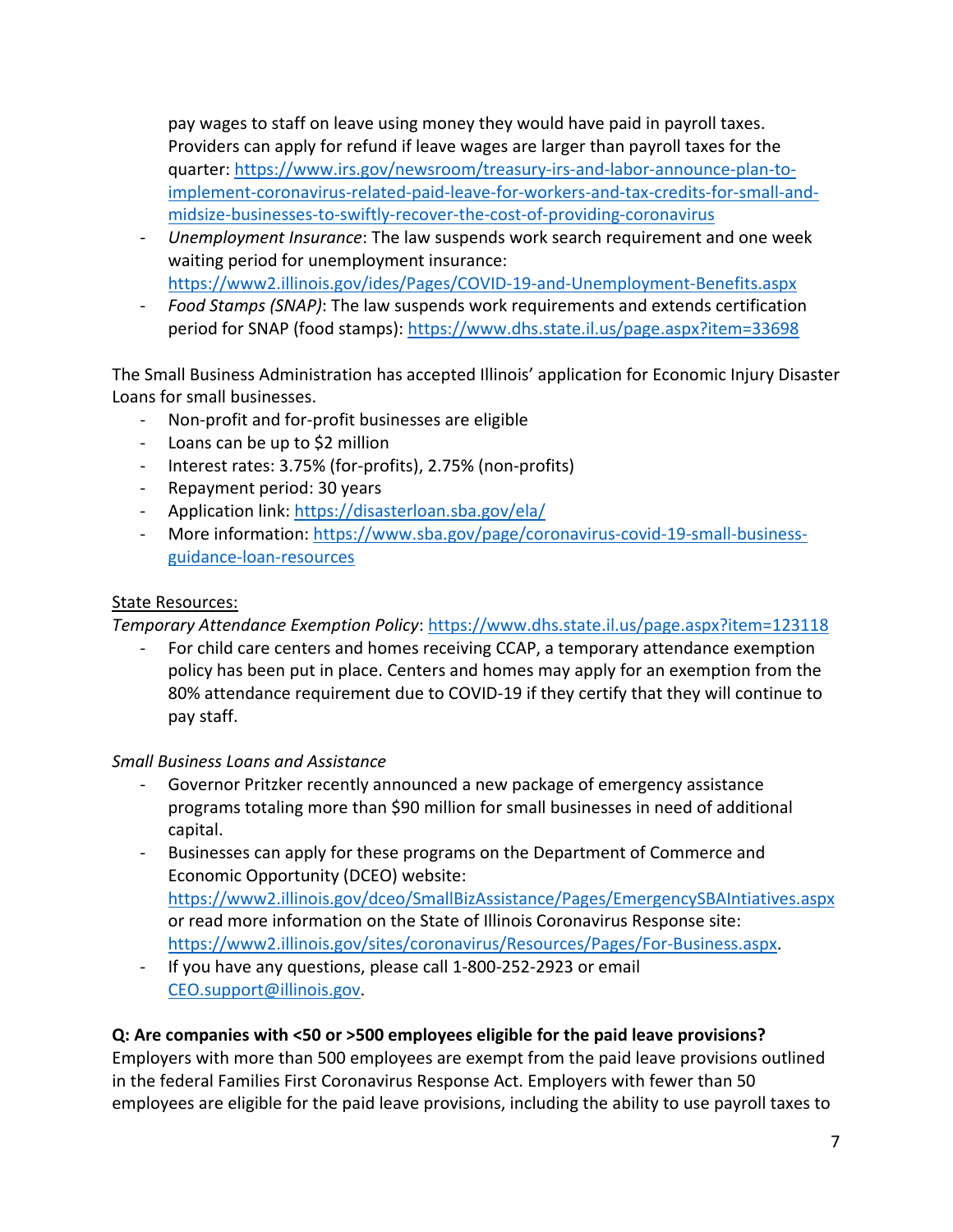pay wages to staff on leave using money they would have paid in payroll taxes. Providers can apply for refund if leave wages are larger than payroll taxes for the quarter: https://www.irs.gov/newsroom/treasury-irs-and-labor-announce-plan-to-implement-coronavirus-related-paid-leave-for-workers-and-tax-credits-for-small-and-midsize-businesses-to-swiftly-recover-the-cost-of-providing-coronavirus

- *Unemployment Insurance*: The law suspends work search requirement and one week waiting period for unemployment insurance: https://www2.illinois.gov/ides/Pages/COVID-19-and-Unemployment-Benefits.aspx
- *Food Stamps (SNAP)*: The law suspends work requirements and extends certification period for SNAP (food stamps): https://www.dhs.state.il.us/page.aspx?item=33698

The Small Business Administration has accepted Illinois' application for Economic Injury Disaster Loans for small businesses.

- Non-profit and for-profit businesses are eligible
- Loans can be up to $2 million
- Interest rates: 3.75% (for-profits), 2.75% (non-profits)
- Repayment period: 30 years
- Application link: https://disasterloan.sba.gov/ela/
- More information: https://www.sba.gov/page/coronavirus-covid-19-small-business-guidance-loan-resources

<u>State Resources:</u>

*Temporary Attendance Exemption Policy*: https://www.dhs.state.il.us/page.aspx?item=123118

- For child care centers and homes receiving CCAP, a temporary attendance exemption policy has been put in place. Centers and homes may apply for an exemption from the 80% attendance requirement due to COVID-19 if they certify that they will continue to pay staff.

*Small Business Loans and Assistance*

- Governor Pritzker recently announced a new package of emergency assistance programs totaling more than $90 million for small businesses in need of additional capital.
- Businesses can apply for these programs on the Department of Commerce and Economic Opportunity (DCEO) website: https://www2.illinois.gov/dceo/SmallBizAssistance/Pages/EmergencySBAIntiatives.aspx or read more information on the State of Illinois Coronavirus Response site: https://www2.illinois.gov/sites/coronavirus/Resources/Pages/For-Business.aspx.
- If you have any questions, please call 1-800-252-2923 or email CEO.support@illinois.gov.

**Q: Are companies with <50 or >500 employees eligible for the paid leave provisions?**

Employers with more than 500 employees are exempt from the paid leave provisions outlined in the federal Families First Coronavirus Response Act. Employers with fewer than 50 employees are eligible for the paid leave provisions, including the ability to use payroll taxes to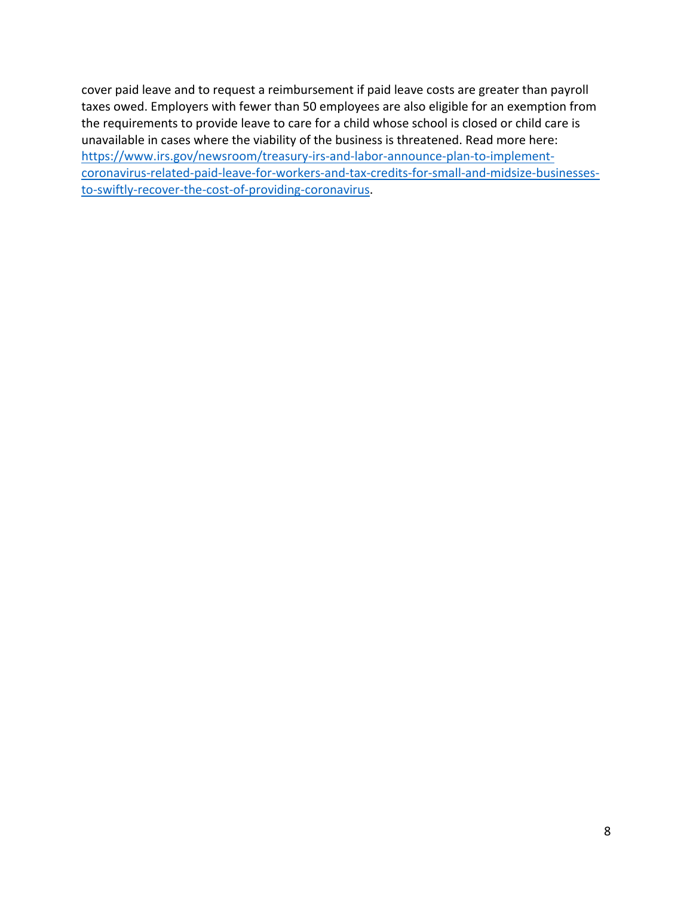cover paid leave and to request a reimbursement if paid leave costs are greater than payroll taxes owed. Employers with fewer than 50 employees are also eligible for an exemption from the requirements to provide leave to care for a child whose school is closed or child care is unavailable in cases where the viability of the business is threatened. Read more here: [https://www.irs.gov/newsroom/treasury-irs-and-labor-announce-plan-to-implement-coronavirus-related-paid-leave-for-workers-and-tax-credits-for-small-and-midsize-businesses-to-swiftly-recover-the-cost-of-providing-coronavirus](https://www.irs.gov/newsroom/treasury-irs-and-labor-announce-plan-to-implement-coronavirus-related-paid-leave-for-workers-and-tax-credits-for-small-and-midsize-businesses-to-swiftly-recover-the-cost-of-providing-coronavirus).